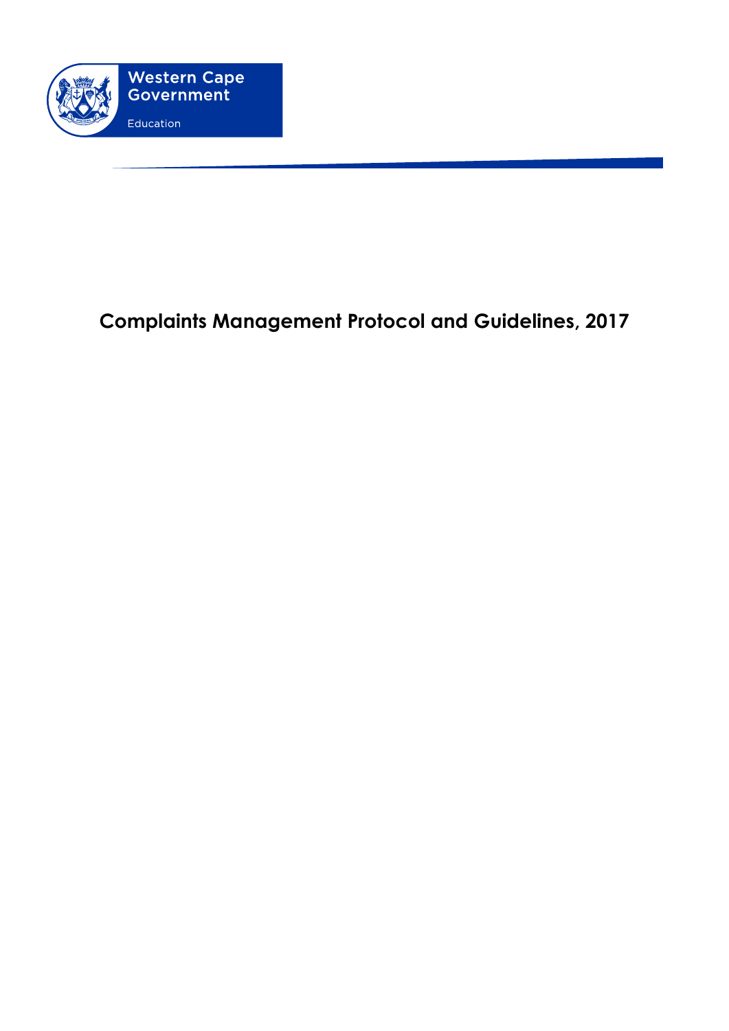Western Cape Government

Education

# Complaints Management Protocol and Guidelines, 2017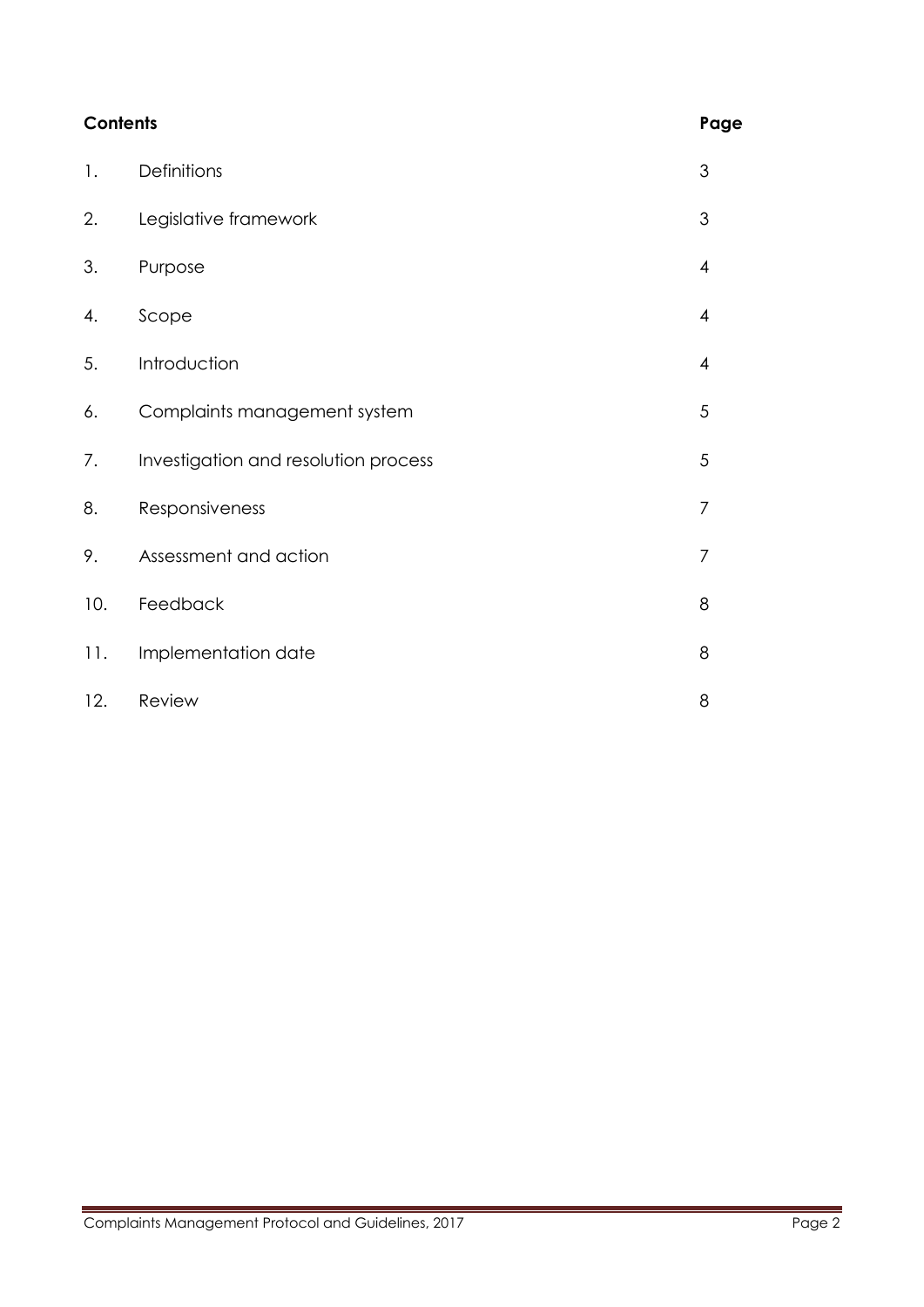| **Contents** | | **Page** |
|---|---|---|
| 1. | Definitions | 3 |
| 2. | Legislative framework | 3 |
| 3. | Purpose | 4 |
| 4. | Scope | 4 |
| 5. | Introduction | 4 |
| 6. | Complaints management system | 5 |
| 7. | Investigation and resolution process | 5 |
| 8. | Responsiveness | 7 |
| 9. | Assessment and action | 7 |
| 10. | Feedback | 8 |
| 11. | Implementation date | 8 |
| 12. | Review | 8 |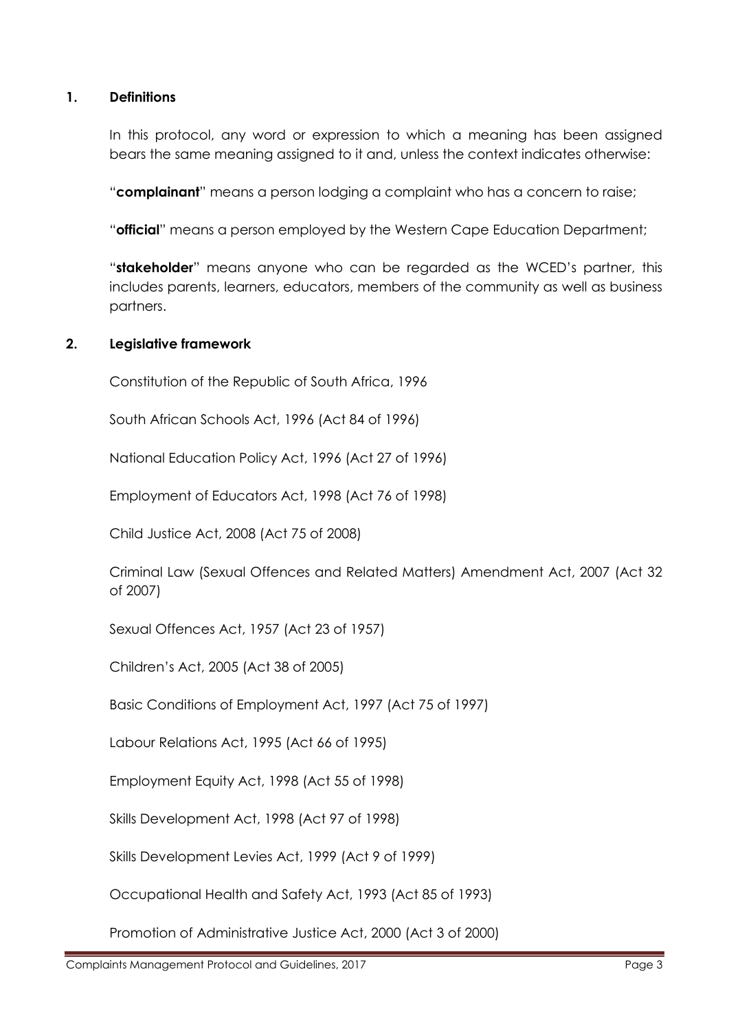## 1. Definitions

In this protocol, any word or expression to which a meaning has been assigned bears the same meaning assigned to it and, unless the context indicates otherwise:

"**complainant**" means a person lodging a complaint who has a concern to raise;

"**official**" means a person employed by the Western Cape Education Department;

"**stakeholder**" means anyone who can be regarded as the WCED's partner, this includes parents, learners, educators, members of the community as well as business partners.

## 2. Legislative framework

Constitution of the Republic of South Africa, 1996

South African Schools Act, 1996 (Act 84 of 1996)

National Education Policy Act, 1996 (Act 27 of 1996)

Employment of Educators Act, 1998 (Act 76 of 1998)

Child Justice Act, 2008 (Act 75 of 2008)

Criminal Law (Sexual Offences and Related Matters) Amendment Act, 2007 (Act 32 of 2007)

Sexual Offences Act, 1957 (Act 23 of 1957)

Children's Act, 2005 (Act 38 of 2005)

Basic Conditions of Employment Act, 1997 (Act 75 of 1997)

Labour Relations Act, 1995 (Act 66 of 1995)

Employment Equity Act, 1998 (Act 55 of 1998)

Skills Development Act, 1998 (Act 97 of 1998)

Skills Development Levies Act, 1999 (Act 9 of 1999)

Occupational Health and Safety Act, 1993 (Act 85 of 1993)

Promotion of Administrative Justice Act, 2000 (Act 3 of 2000)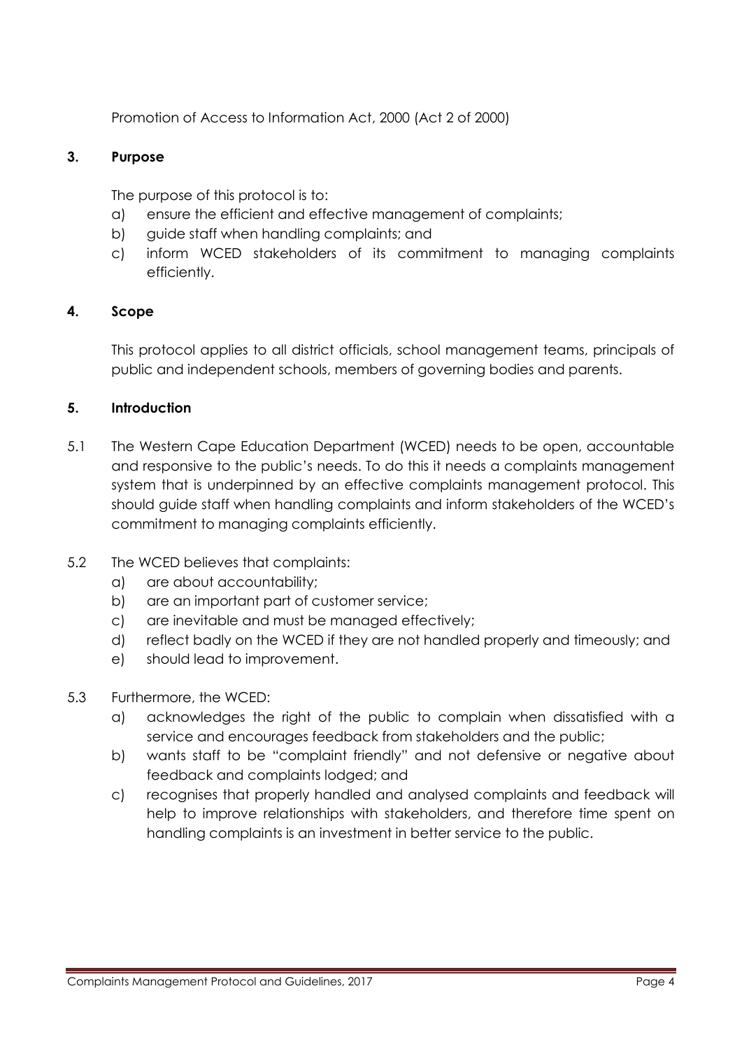Promotion of Access to Information Act, 2000 (Act 2 of 2000)

## 3. Purpose

The purpose of this protocol is to:

a) ensure the efficient and effective management of complaints;
b) guide staff when handling complaints; and
c) inform WCED stakeholders of its commitment to managing complaints efficiently.

## 4. Scope

This protocol applies to all district officials, school management teams, principals of public and independent schools, members of governing bodies and parents.

## 5. Introduction

5.1 The Western Cape Education Department (WCED) needs to be open, accountable and responsive to the public's needs. To do this it needs a complaints management system that is underpinned by an effective complaints management protocol. This should guide staff when handling complaints and inform stakeholders of the WCED's commitment to managing complaints efficiently.

5.2 The WCED believes that complaints:

a) are about accountability;
b) are an important part of customer service;
c) are inevitable and must be managed effectively;
d) reflect badly on the WCED if they are not handled properly and timeously; and
e) should lead to improvement.

5.3 Furthermore, the WCED:

a) acknowledges the right of the public to complain when dissatisfied with a service and encourages feedback from stakeholders and the public;
b) wants staff to be "complaint friendly" and not defensive or negative about feedback and complaints lodged; and
c) recognises that properly handled and analysed complaints and feedback will help to improve relationships with stakeholders, and therefore time spent on handling complaints is an investment in better service to the public.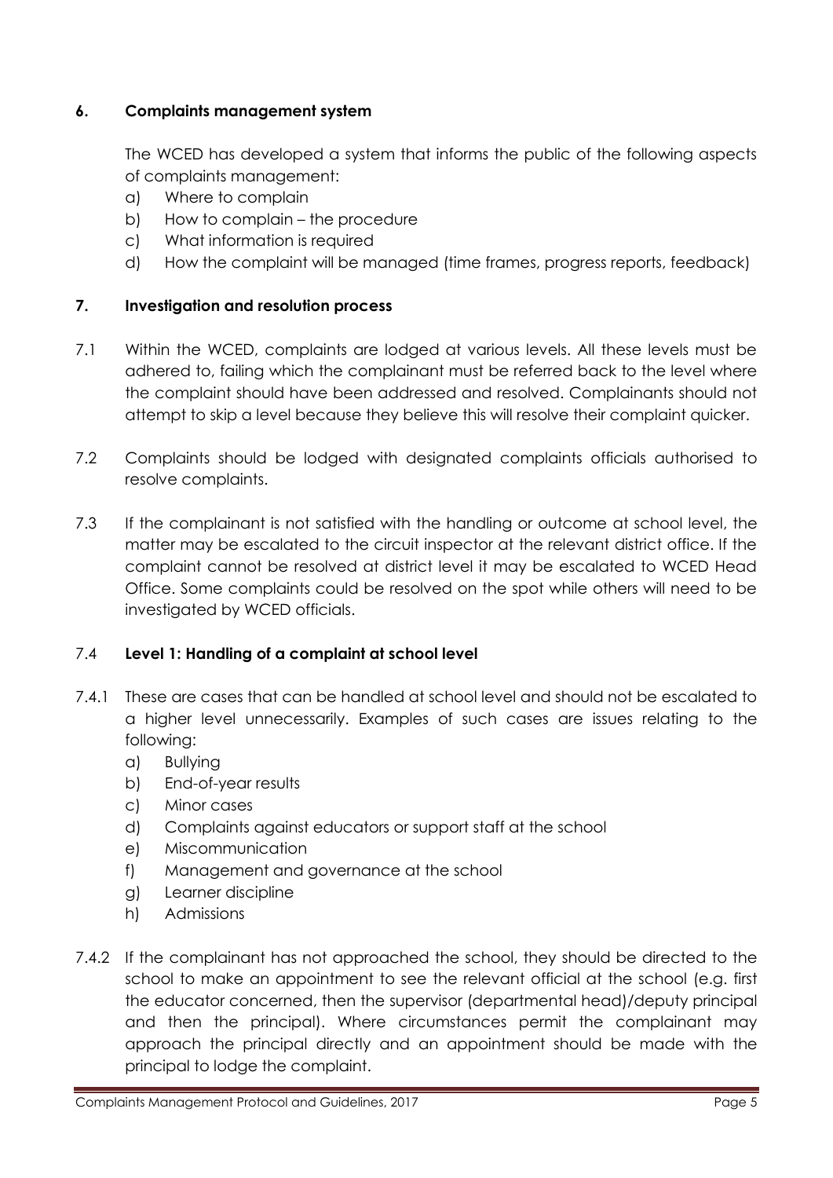## 6. Complaints management system

The WCED has developed a system that informs the public of the following aspects of complaints management:

a) Where to complain
b) How to complain – the procedure
c) What information is required
d) How the complaint will be managed (time frames, progress reports, feedback)

## 7. Investigation and resolution process

7.1 Within the WCED, complaints are lodged at various levels. All these levels must be adhered to, failing which the complainant must be referred back to the level where the complaint should have been addressed and resolved. Complainants should not attempt to skip a level because they believe this will resolve their complaint quicker.

7.2 Complaints should be lodged with designated complaints officials authorised to resolve complaints.

7.3 If the complainant is not satisfied with the handling or outcome at school level, the matter may be escalated to the circuit inspector at the relevant district office. If the complaint cannot be resolved at district level it may be escalated to WCED Head Office. Some complaints could be resolved on the spot while others will need to be investigated by WCED officials.

### 7.4 Level 1: Handling of a complaint at school level

7.4.1 These are cases that can be handled at school level and should not be escalated to a higher level unnecessarily. Examples of such cases are issues relating to the following:

a) Bullying
b) End-of-year results
c) Minor cases
d) Complaints against educators or support staff at the school
e) Miscommunication
f) Management and governance at the school
g) Learner discipline
h) Admissions

7.4.2 If the complainant has not approached the school, they should be directed to the school to make an appointment to see the relevant official at the school (e.g. first the educator concerned, then the supervisor (departmental head)/deputy principal and then the principal). Where circumstances permit the complainant may approach the principal directly and an appointment should be made with the principal to lodge the complaint.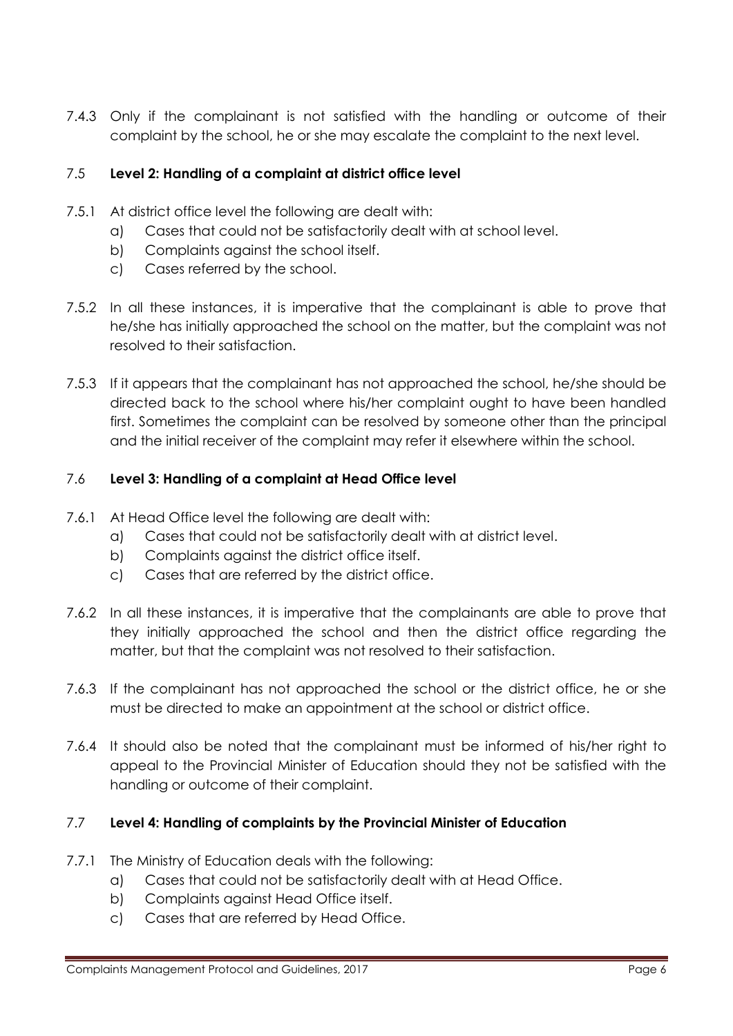7.4.3 Only if the complainant is not satisfied with the handling or outcome of their complaint by the school, he or she may escalate the complaint to the next level.

### 7.5 **Level 2: Handling of a complaint at district office level**

7.5.1 At district office level the following are dealt with:

a) Cases that could not be satisfactorily dealt with at school level.

b) Complaints against the school itself.

c) Cases referred by the school.

7.5.2 In all these instances, it is imperative that the complainant is able to prove that he/she has initially approached the school on the matter, but the complaint was not resolved to their satisfaction.

7.5.3 If it appears that the complainant has not approached the school, he/she should be directed back to the school where his/her complaint ought to have been handled first. Sometimes the complaint can be resolved by someone other than the principal and the initial receiver of the complaint may refer it elsewhere within the school.

### 7.6 **Level 3: Handling of a complaint at Head Office level**

7.6.1 At Head Office level the following are dealt with:

a) Cases that could not be satisfactorily dealt with at district level.

b) Complaints against the district office itself.

c) Cases that are referred by the district office.

7.6.2 In all these instances, it is imperative that the complainants are able to prove that they initially approached the school and then the district office regarding the matter, but that the complaint was not resolved to their satisfaction.

7.6.3 If the complainant has not approached the school or the district office, he or she must be directed to make an appointment at the school or district office.

7.6.4 It should also be noted that the complainant must be informed of his/her right to appeal to the Provincial Minister of Education should they not be satisfied with the handling or outcome of their complaint.

### 7.7 **Level 4: Handling of complaints by the Provincial Minister of Education**

7.7.1 The Ministry of Education deals with the following:

a) Cases that could not be satisfactorily dealt with at Head Office.

b) Complaints against Head Office itself.

c) Cases that are referred by Head Office.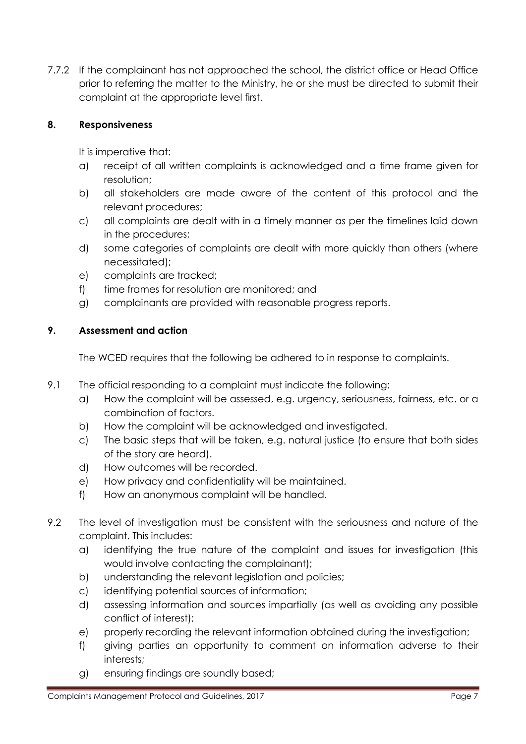7.7.2 If the complainant has not approached the school, the district office or Head Office prior to referring the matter to the Ministry, he or she must be directed to submit their complaint at the appropriate level first.

## 8. Responsiveness

It is imperative that:

a) receipt of all written complaints is acknowledged and a time frame given for resolution;
b) all stakeholders are made aware of the content of this protocol and the relevant procedures;
c) all complaints are dealt with in a timely manner as per the timelines laid down in the procedures;
d) some categories of complaints are dealt with more quickly than others (where necessitated);
e) complaints are tracked;
f) time frames for resolution are monitored; and
g) complainants are provided with reasonable progress reports.

## 9. Assessment and action

The WCED requires that the following be adhered to in response to complaints.

9.1 The official responding to a complaint must indicate the following:

a) How the complaint will be assessed, e.g. urgency, seriousness, fairness, etc. or a combination of factors.
b) How the complaint will be acknowledged and investigated.
c) The basic steps that will be taken, e.g. natural justice (to ensure that both sides of the story are heard).
d) How outcomes will be recorded.
e) How privacy and confidentiality will be maintained.
f) How an anonymous complaint will be handled.

9.2 The level of investigation must be consistent with the seriousness and nature of the complaint. This includes:

a) identifying the true nature of the complaint and issues for investigation (this would involve contacting the complainant);
b) understanding the relevant legislation and policies;
c) identifying potential sources of information;
d) assessing information and sources impartially (as well as avoiding any possible conflict of interest);
e) properly recording the relevant information obtained during the investigation;
f) giving parties an opportunity to comment on information adverse to their interests;
g) ensuring findings are soundly based;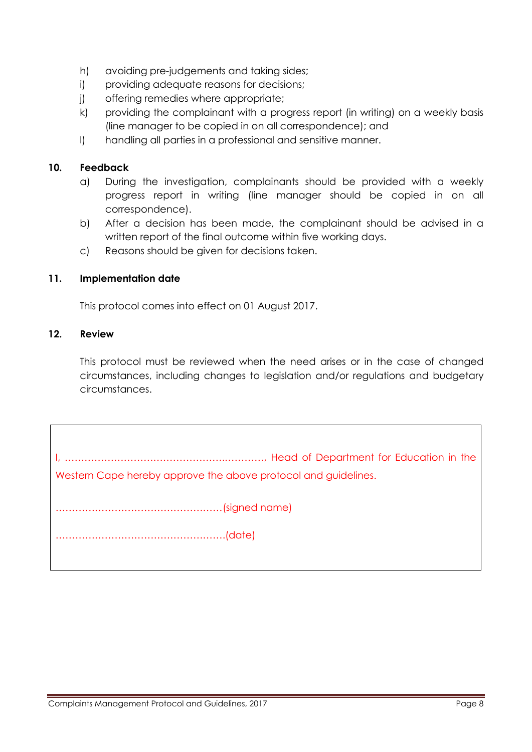h) avoiding pre-judgements and taking sides;
i) providing adequate reasons for decisions;
j) offering remedies where appropriate;
k) providing the complainant with a progress report (in writing) on a weekly basis (line manager to be copied in on all correspondence); and
l) handling all parties in a professional and sensitive manner.

## 10. Feedback

a) During the investigation, complainants should be provided with a weekly progress report in writing (line manager should be copied in on all correspondence).
b) After a decision has been made, the complainant should be advised in a written report of the final outcome within five working days.
c) Reasons should be given for decisions taken.

## 11. Implementation date

This protocol comes into effect on 01 August 2017.

## 12. Review

This protocol must be reviewed when the need arises or in the case of changed circumstances, including changes to legislation and/or regulations and budgetary circumstances.

I, ………………………………………………………, Head of Department for Education in the Western Cape hereby approve the above protocol and guidelines.

……………………………………………(signed name)

……………………………………………(date)